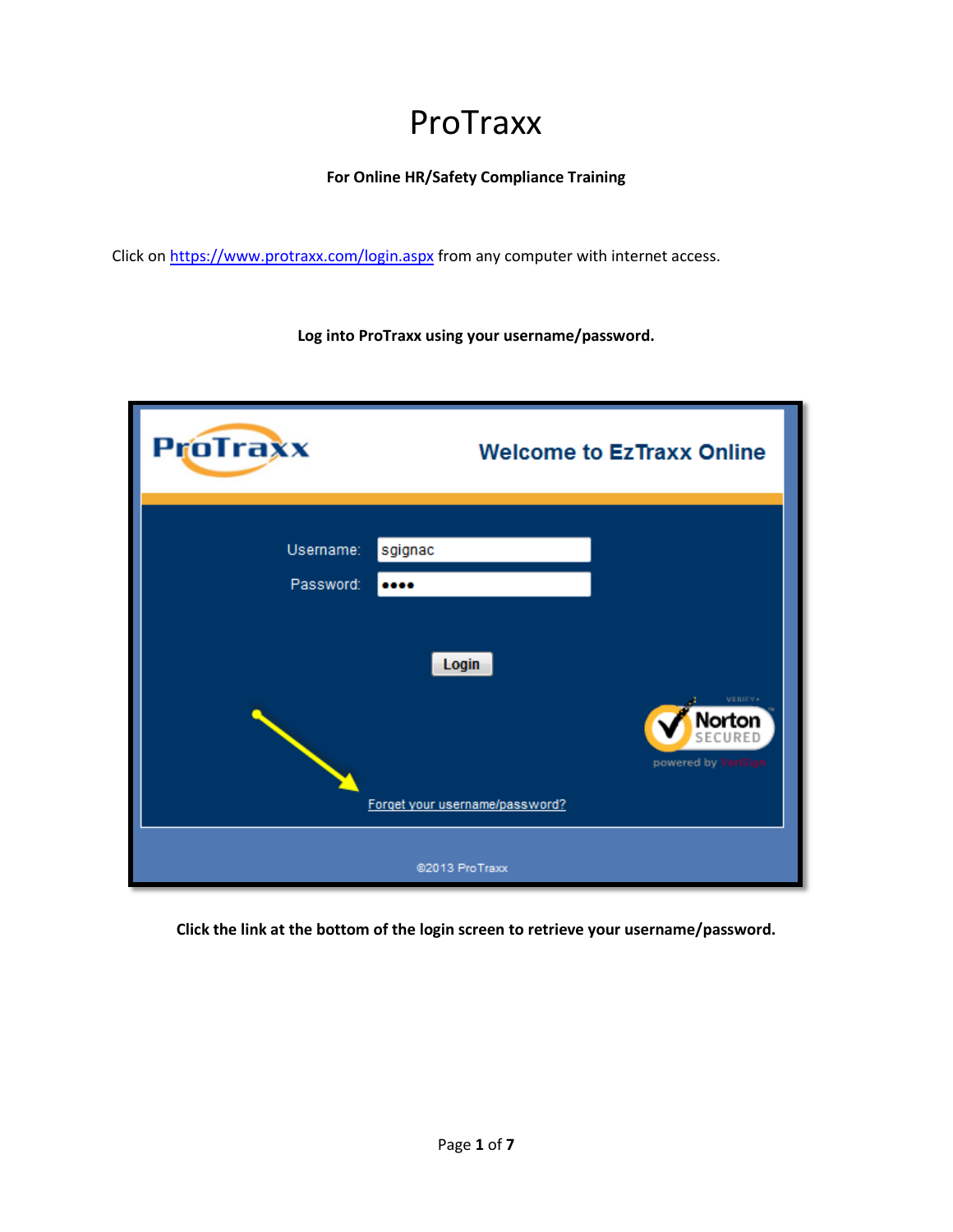# ProTraxx

**For Online HR/Safety Compliance Training**

Click on https://www.protraxx.com/login.aspx from any computer with internet access.

**Log into ProTraxx using your username/password.**

**Click the link at the bottom of the login screen to retrieve your username/password.**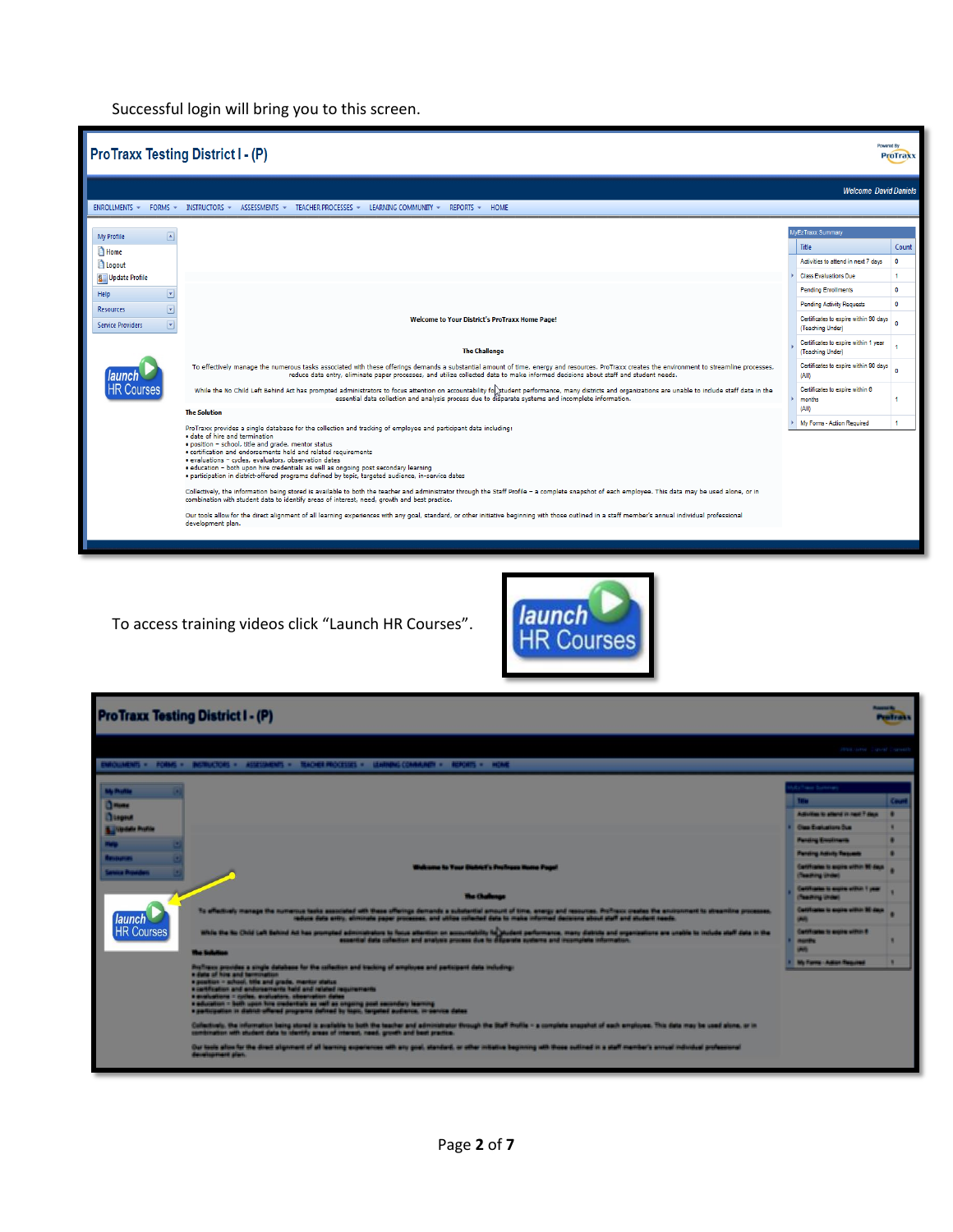Successful login will bring you to this screen.

To access training videos click “Launch HR Courses”.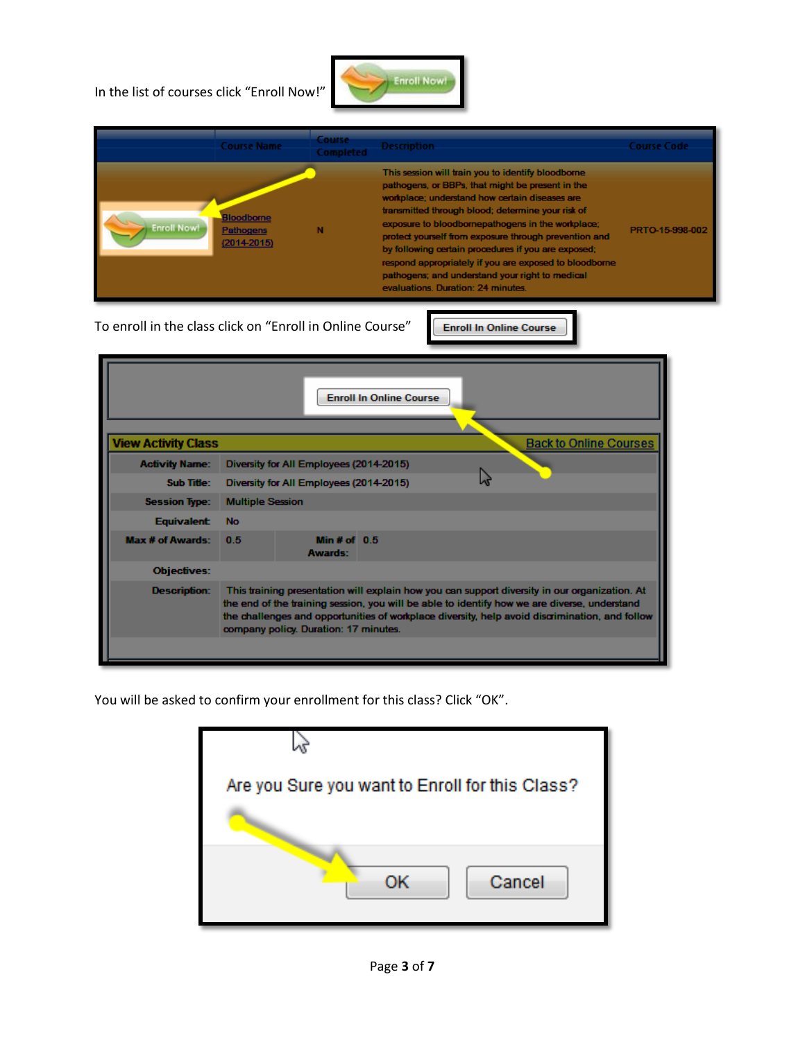In the list of courses click "Enroll Now!"

| | Course Name | Course Completed | Description | Course Code |
|---|---|---|---|---|
| Enroll Now! | Bloodborne Pathogens (2014-2015) | N | This session will train you to identify bloodborne pathogens, or BBPs, that might be present in the workplace; understand how certain diseases are transmitted through blood; determine your risk of exposure to bloodbornepathogens in the workplace; protect yourself from exposure through prevention and by following certain procedures if you are exposed; respond appropriately if you are exposed to bloodborne pathogens; and understand your right to medical evaluations. Duration: 24 minutes. | PRTO-15-998-002 |

To enroll in the class click on "Enroll in Online Course" Enroll In Online Course

Enroll In Online Course

**View Activity Class** — Back to Online Courses

| | | | |
|---|---|---|---|
| **Activity Name:** | Diversity for All Employees (2014-2015) | | |
| **Sub Title:** | Diversity for All Employees (2014-2015) | | |
| **Session Type:** | Multiple Session | | |
| **Equivalent:** | No | | |
| **Max # of Awards:** | 0.5 | **Min # of Awards:** | 0.5 |
| **Objectives:** | | | |
| **Description:** | This training presentation will explain how you can support diversity in our organization. At the end of the training session, you will be able to identify how we are diverse, understand the challenges and opportunities of workplace diversity, help avoid discrimination, and follow company policy. Duration: 17 minutes. | | |

You will be asked to confirm your enrollment for this class? Click "OK".

Are you Sure you want to Enroll for this Class?

OK &nbsp;&nbsp; Cancel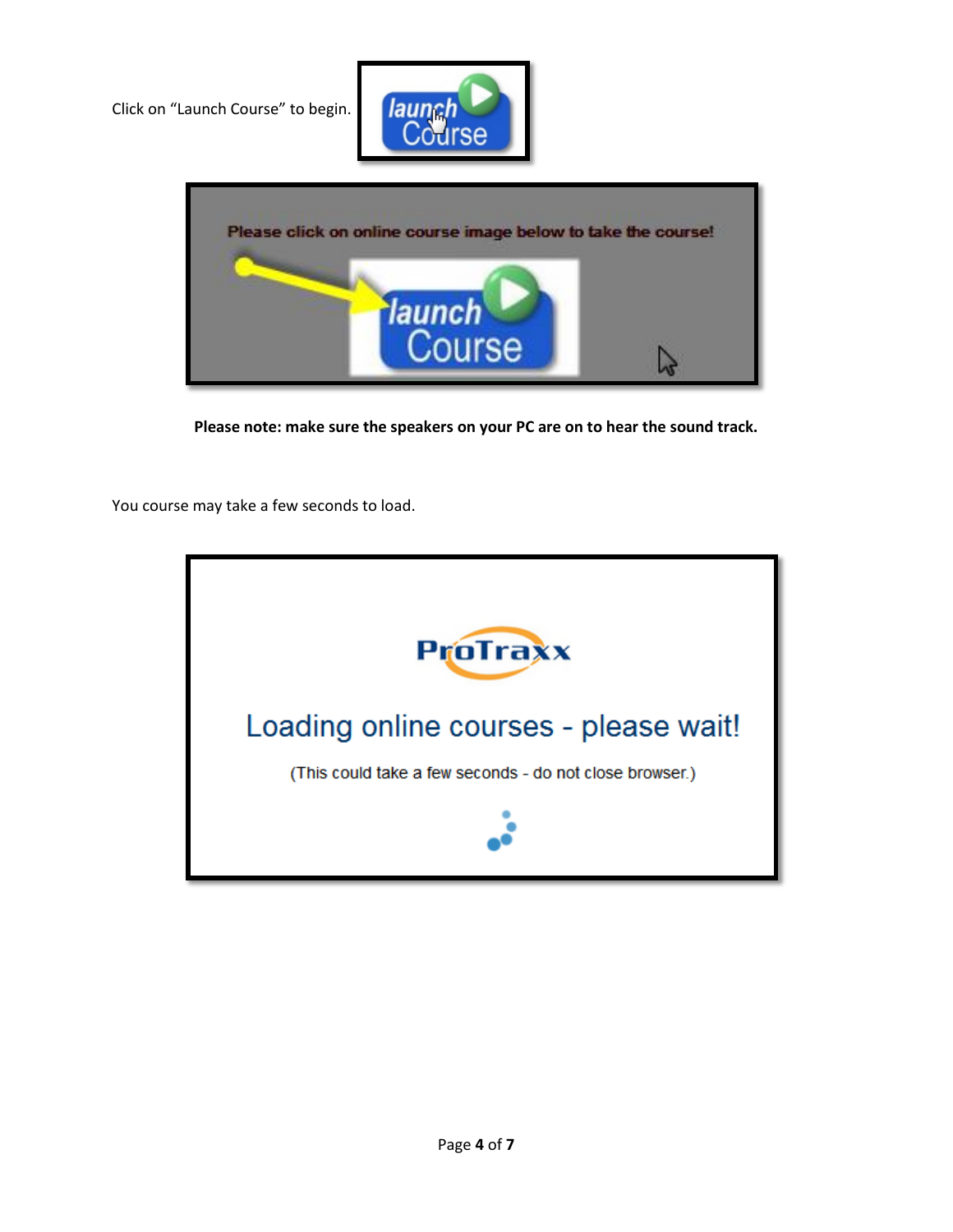Click on “Launch Course” to begin.

**Please note: make sure the speakers on your PC are on to hear the sound track.**

You course may take a few seconds to load.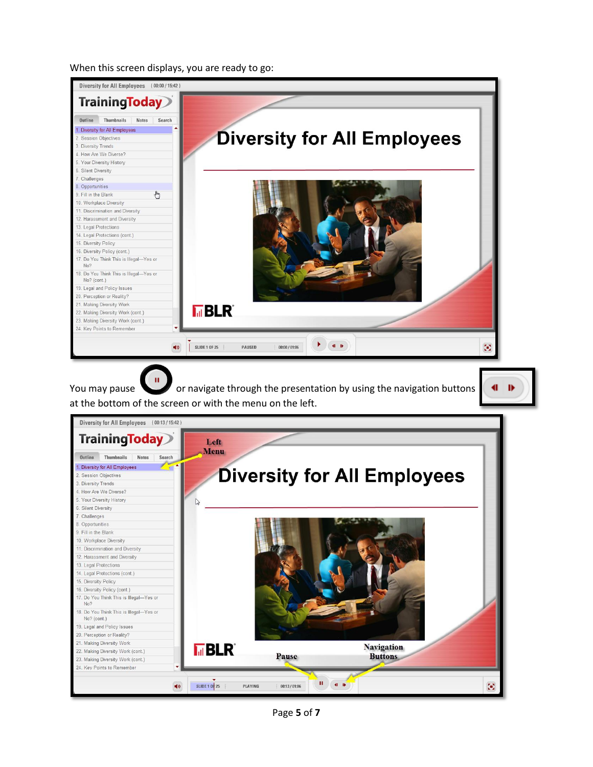When this screen displays, you are ready to go:

You may pause or navigate through the presentation by using the navigation buttons at the bottom of the screen or with the menu on the left.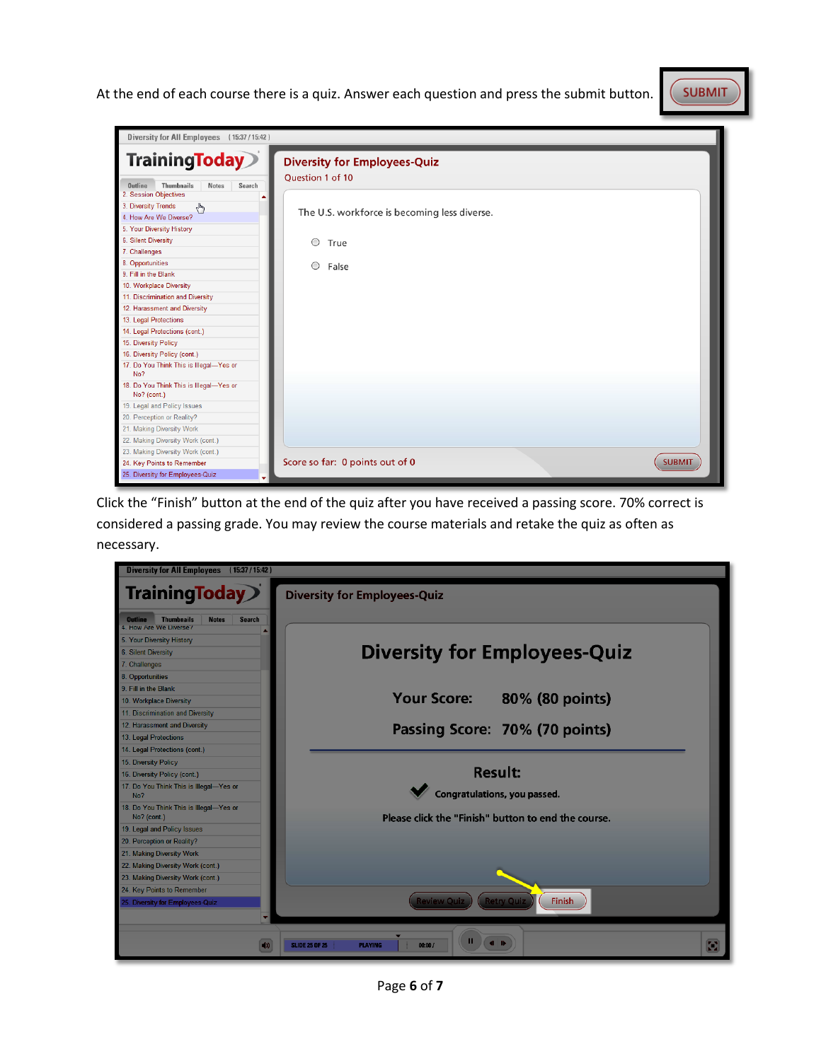At the end of each course there is a quiz. Answer each question and press the submit button.

Click the "Finish" button at the end of the quiz after you have received a passing score. 70% correct is considered a passing grade. You may review the course materials and retake the quiz as often as necessary.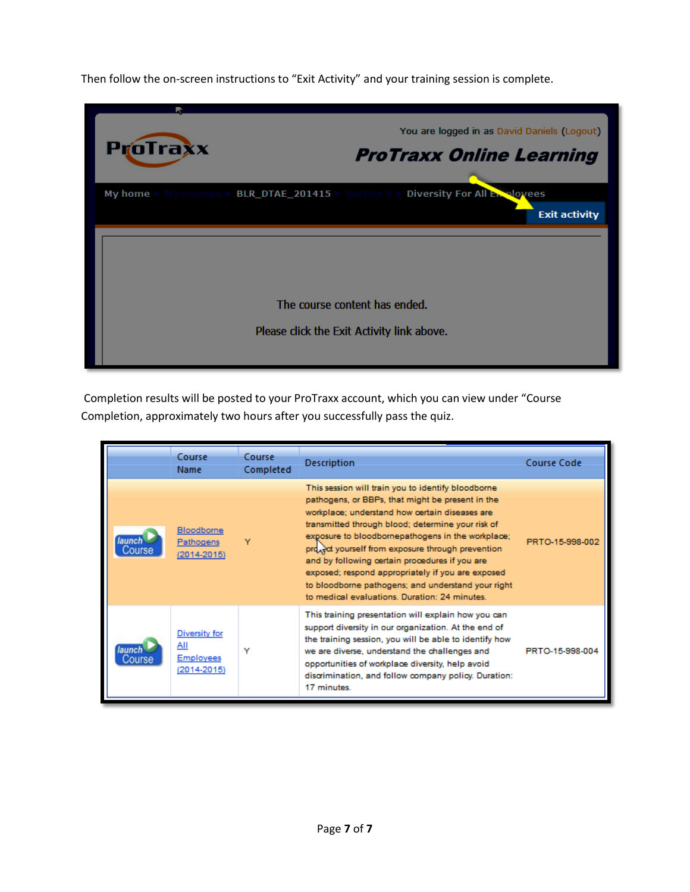Then follow the on-screen instructions to "Exit Activity" and your training session is complete.

You are logged in as David Daniels (Logout)

ProTraxx Online Learning

My home ▸ My courses ▸ BLR_DTAE_201415 ▸ Section 0 ▸ Diversity For All Employees

Exit activity

The course content has ended.

Please click the Exit Activity link above.

Completion results will be posted to your ProTraxx account, which you can view under "Course Completion, approximately two hours after you successfully pass the quiz.

| | Course Name | Course Completed | Description | Course Code |
|---|---|---|---|---|
| launch Course | Bloodborne Pathogens (2014-2015) | Y | This session will train you to identify bloodborne pathogens, or BBPs, that might be present in the workplace; understand how certain diseases are transmitted through blood; determine your risk of exposure to bloodbornepathogens in the workplace; protect yourself from exposure through prevention and by following certain procedures if you are exposed; respond appropriately if you are exposed to bloodborne pathogens; and understand your right to medical evaluations. Duration: 24 minutes. | PRTO-15-998-002 |
| launch Course | Diversity for All Employees (2014-2015) | Y | This training presentation will explain how you can support diversity in our organization. At the end of the training session, you will be able to identify how we are diverse, understand the challenges and opportunities of workplace diversity, help avoid discrimination, and follow company policy. Duration: 17 minutes. | PRTO-15-998-004 |